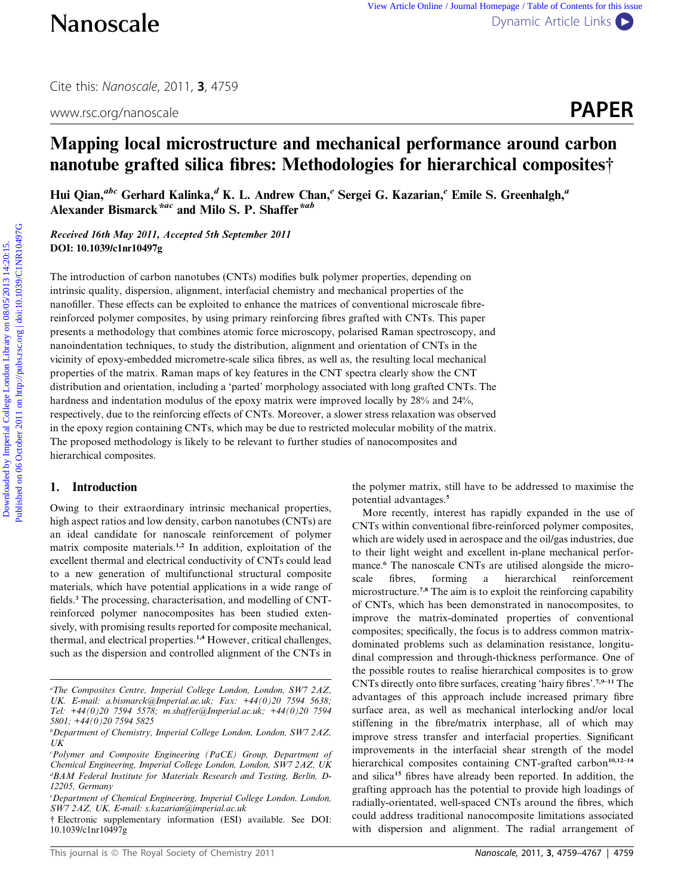# Mapping local microstructure and mechanical performance around carbon nanotube grafted silica fibres: Methodologies for hierarchical composites†

Hui Qian,[abc] Gerhard Kalinka,[d] K. L. Andrew Chan,[e] Sergei G. Kazarian,[e] Emile S. Greenhalgh,[a] Alexander Bismarck*[ac] and Milo S. P. Shaffer*[ab]

*Received 16th May 2011, Accepted 5th September 2011*
**DOI: 10.1039/c1nr10497g**

The introduction of carbon nanotubes (CNTs) modifies bulk polymer properties, depending on intrinsic quality, dispersion, alignment, interfacial chemistry and mechanical properties of the nanofiller. These effects can be exploited to enhance the matrices of conventional microscale fibre-reinforced polymer composites, by using primary reinforcing fibres grafted with CNTs. This paper presents a methodology that combines atomic force microscopy, polarised Raman spectroscopy, and nanoindentation techniques, to study the distribution, alignment and orientation of CNTs in the vicinity of epoxy-embedded micrometre-scale silica fibres, as well as, the resulting local mechanical properties of the matrix. Raman maps of key features in the CNT spectra clearly show the CNT distribution and orientation, including a 'parted' morphology associated with long grafted CNTs. The hardness and indentation modulus of the epoxy matrix were improved locally by 28% and 24%, respectively, due to the reinforcing effects of CNTs. Moreover, a slower stress relaxation was observed in the epoxy region containing CNTs, which may be due to restricted molecular mobility of the matrix. The proposed methodology is likely to be relevant to further studies of nanocomposites and hierarchical composites.

## 1. Introduction

Owing to their extraordinary intrinsic mechanical properties, high aspect ratios and low density, carbon nanotubes (CNTs) are an ideal candidate for nanoscale reinforcement of polymer matrix composite materials.[1,2] In addition, exploitation of the excellent thermal and electrical conductivity of CNTs could lead to a new generation of multifunctional structural composite materials, which have potential applications in a wide range of fields.[3] The processing, characterisation, and modelling of CNT-reinforced polymer nanocomposites has been studied extensively, with promising results reported for composite mechanical, thermal, and electrical properties.[1,4] However, critical challenges, such as the dispersion and controlled alignment of the CNTs in the polymer matrix, still have to be addressed to maximise the potential advantages.[5]

More recently, interest has rapidly expanded in the use of CNTs within conventional fibre-reinforced polymer composites, which are widely used in aerospace and the oil/gas industries, due to their light weight and excellent in-plane mechanical performance.[6] The nanoscale CNTs are utilised alongside the microscale fibres, forming a hierarchical reinforcement microstructure.[7,8] The aim is to exploit the reinforcing capability of CNTs, which has been demonstrated in nanocomposites, to improve the matrix-dominated properties of conventional composites; specifically, the focus is to address common matrix-dominated problems such as delamination resistance, longitudinal compression and through-thickness performance. One of the possible routes to realise hierarchical composites is to grow CNTs directly onto fibre surfaces, creating 'hairy fibres'.[7,9–11] The advantages of this approach include increased primary fibre surface area, as well as mechanical interlocking and/or local stiffening in the fibre/matrix interphase, all of which may improve stress transfer and interfacial properties. Significant improvements in the interfacial shear strength of the model hierarchical composites containing CNT-grafted carbon[10,12–14] and silica[15] fibres have already been reported. In addition, the grafting approach has the potential to provide high loadings of radially-orientated, well-spaced CNTs around the fibres, which could address traditional nanocomposite limitations associated with dispersion and alignment. The radial arrangement of

---

[a] The Composites Centre, Imperial College London, London, SW7 2AZ, UK. E-mail: a.bismarck@Imperial.ac.uk; Fax: +44(0)20 7594 5638; Tel: +44(0)20 7594 5578; m.shaffer@Imperial.ac.uk; +44(0)20 7594 5801; +44(0)20 7594 5825

[b] Department of Chemistry, Imperial College London, London, SW7 2AZ, UK

[c] Polymer and Composite Engineering (PaCE) Group, Department of Chemical Engineering, Imperial College London, London, SW7 2AZ, UK

[d] BAM Federal Institute for Materials Research and Testing, Berlin, D-12205, Germany

[e] Department of Chemical Engineering, Imperial College London, London, SW7 2AZ, UK. E-mail: s.kazarian@imperial.ac.uk

† Electronic supplementary information (ESI) available. See DOI: 10.1039/c1nr10497g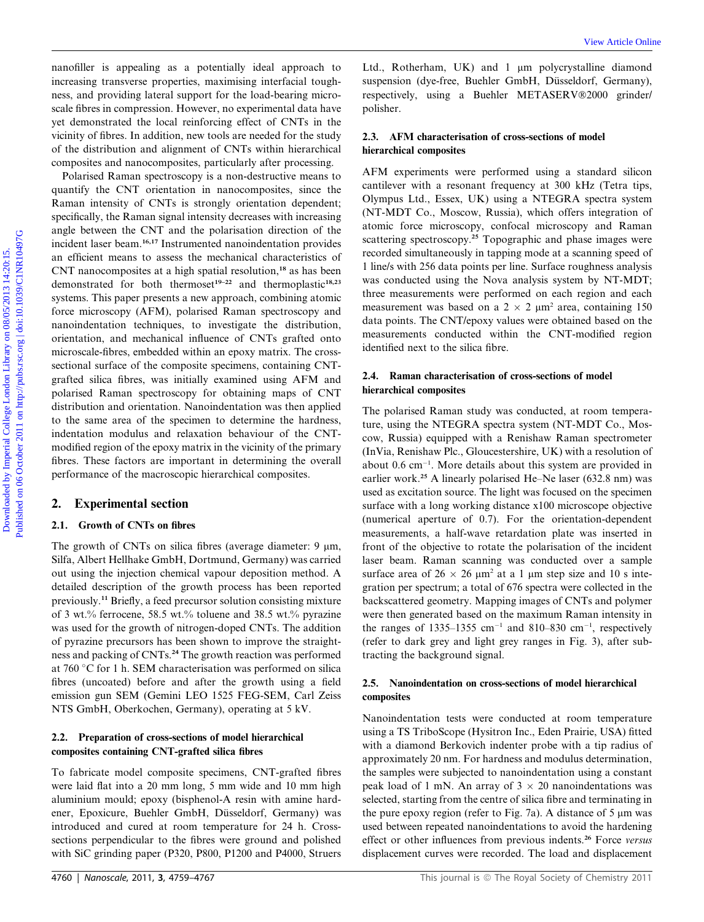nanofiller is appealing as a potentially ideal approach to increasing transverse properties, maximising interfacial toughness, and providing lateral support for the load-bearing microscale fibres in compression. However, no experimental data have yet demonstrated the local reinforcing effect of CNTs in the vicinity of fibres. In addition, new tools are needed for the study of the distribution and alignment of CNTs within hierarchical composites and nanocomposites, particularly after processing.

Polarised Raman spectroscopy is a non-destructive means to quantify the CNT orientation in nanocomposites, since the Raman intensity of CNTs is strongly orientation dependent; specifically, the Raman signal intensity decreases with increasing angle between the CNT and the polarisation direction of the incident laser beam.[16,17] Instrumented nanoindentation provides an efficient means to assess the mechanical characteristics of CNT nanocomposites at a high spatial resolution,[18] as has been demonstrated for both thermoset[19–22] and thermoplastic[18,23] systems. This paper presents a new approach, combining atomic force microscopy (AFM), polarised Raman spectroscopy and nanoindentation techniques, to investigate the distribution, orientation, and mechanical influence of CNTs grafted onto microscale-fibres, embedded within an epoxy matrix. The cross-sectional surface of the composite specimens, containing CNT-grafted silica fibres, was initially examined using AFM and polarised Raman spectroscopy for obtaining maps of CNT distribution and orientation. Nanoindentation was then applied to the same area of the specimen to determine the hardness, indentation modulus and relaxation behaviour of the CNT-modified region of the epoxy matrix in the vicinity of the primary fibres. These factors are important in determining the overall performance of the macroscopic hierarchical composites.

## 2. Experimental section

### 2.1. Growth of CNTs on fibres

The growth of CNTs on silica fibres (average diameter: 9 μm, Silfa, Albert Hellhake GmbH, Dortmund, Germany) was carried out using the injection chemical vapour deposition method. A detailed description of the growth process has been reported previously.[11] Briefly, a feed precursor solution consisting mixture of 3 wt.% ferrocene, 58.5 wt.% toluene and 38.5 wt.% pyrazine was used for the growth of nitrogen-doped CNTs. The addition of pyrazine precursors has been shown to improve the straightness and packing of CNTs.[24] The growth reaction was performed at 760 °C for 1 h. SEM characterisation was performed on silica fibres (uncoated) before and after the growth using a field emission gun SEM (Gemini LEO 1525 FEG-SEM, Carl Zeiss NTS GmbH, Oberkochen, Germany), operating at 5 kV.

### 2.2. Preparation of cross-sections of model hierarchical composites containing CNT-grafted silica fibres

To fabricate model composite specimens, CNT-grafted fibres were laid flat into a 20 mm long, 5 mm wide and 10 mm high aluminium mould; epoxy (bisphenol-A resin with amine hardener, Epoxicure, Buehler GmbH, Düsseldorf, Germany) was introduced and cured at room temperature for 24 h. Cross-sections perpendicular to the fibres were ground and polished with SiC grinding paper (P320, P800, P1200 and P4000, Struers Ltd., Rotherham, UK) and 1 μm polycrystalline diamond suspension (dye-free, Buehler GmbH, Düsseldorf, Germany), respectively, using a Buehler METASERV®2000 grinder/polisher.

### 2.3. AFM characterisation of cross-sections of model hierarchical composites

AFM experiments were performed using a standard silicon cantilever with a resonant frequency at 300 kHz (Tetra tips, Olympus Ltd., Essex, UK) using a NTEGRA spectra system (NT-MDT Co., Moscow, Russia), which offers integration of atomic force microscopy, confocal microscopy and Raman scattering spectroscopy.[25] Topographic and phase images were recorded simultaneously in tapping mode at a scanning speed of 1 line/s with 256 data points per line. Surface roughness analysis was conducted using the Nova analysis system by NT-MDT; three measurements were performed on each region and each measurement was based on a 2 × 2 μm² area, containing 150 data points. The CNT/epoxy values were obtained based on the measurements conducted within the CNT-modified region identified next to the silica fibre.

### 2.4. Raman characterisation of cross-sections of model hierarchical composites

The polarised Raman study was conducted, at room temperature, using the NTEGRA spectra system (NT-MDT Co., Moscow, Russia) equipped with a Renishaw Raman spectrometer (InVia, Renishaw Plc., Gloucestershire, UK) with a resolution of about 0.6 cm$^{-1}$. More details about this system are provided in earlier work.[25] A linearly polarised He–Ne laser (632.8 nm) was used as excitation source. The light was focused on the specimen surface with a long working distance x100 microscope objective (numerical aperture of 0.7). For the orientation-dependent measurements, a half-wave retardation plate was inserted in front of the objective to rotate the polarisation of the incident laser beam. Raman scanning was conducted over a sample surface area of 26 × 26 μm² at a 1 μm step size and 10 s integration per spectrum; a total of 676 spectra were collected in the backscattered geometry. Mapping images of CNTs and polymer were then generated based on the maximum Raman intensity in the ranges of 1335–1355 cm$^{-1}$ and 810–830 cm$^{-1}$, respectively (refer to dark grey and light grey ranges in Fig. 3), after subtracting the background signal.

### 2.5. Nanoindentation on cross-sections of model hierarchical composites

Nanoindentation tests were conducted at room temperature using a TS TriboScope (Hysitron Inc., Eden Prairie, USA) fitted with a diamond Berkovich indenter probe with a tip radius of approximately 20 nm. For hardness and modulus determination, the samples were subjected to nanoindentation using a constant peak load of 1 mN. An array of 3 × 20 nanoindentations was selected, starting from the centre of silica fibre and terminating in the pure epoxy region (refer to Fig. 7a). A distance of 5 μm was used between repeated nanoindentations to avoid the hardening effect or other influences from previous indents.[26] Force *versus* displacement curves were recorded. The load and displacement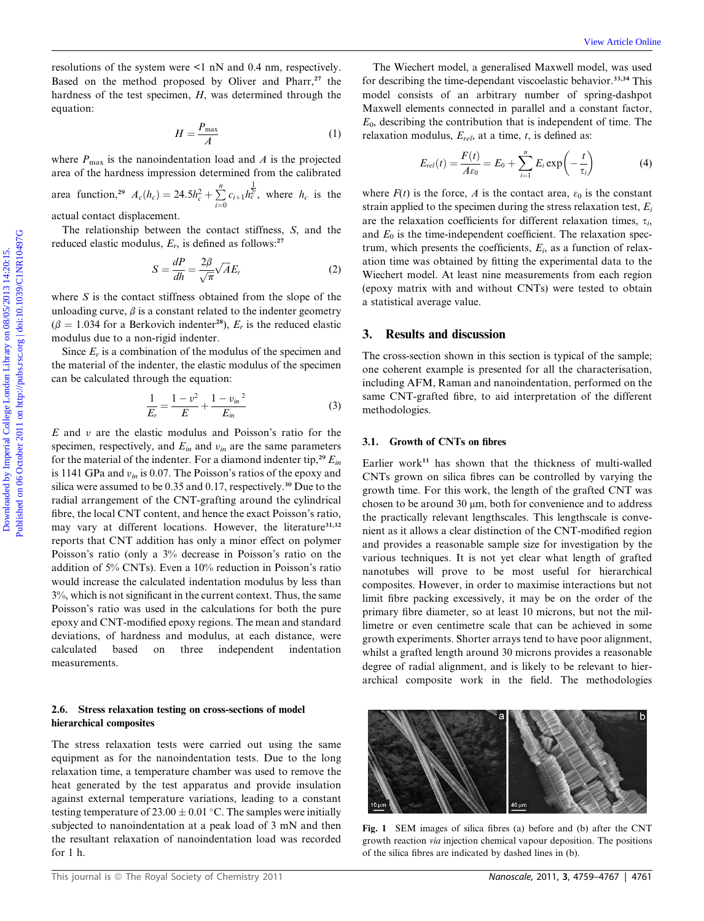resolutions of the system were <1 nN and 0.4 nm, respectively. Based on the method proposed by Oliver and Pharr,[27] the hardness of the test specimen, $H$, was determined through the equation:

$$H = \frac{P_{max}}{A} \quad (1)$$

where $P_{max}$ is the nanoindentation load and $A$ is the projected area of the hardness impression determined from the calibrated area function,[29] $A_c(h_c) = 24.5h_c^2 + \sum_{i=0}^{n} c_{i+1} h_c^{\frac{1}{2^i}}$, where $h_c$ is the actual contact displacement.

The relationship between the contact stiffness, $S$, and the reduced elastic modulus, $E_r$, is defined as follows:[27]

$$S = \frac{dP}{dh} = \frac{2\beta}{\sqrt{\pi}}\sqrt{A}E_r \quad (2)$$

where $S$ is the contact stiffness obtained from the slope of the unloading curve, $\beta$ is a constant related to the indenter geometry ($\beta = 1.034$ for a Berkovich indenter[28]), $E_r$ is the reduced elastic modulus due to a non-rigid indenter.

Since $E_r$ is a combination of the modulus of the specimen and the material of the indenter, the elastic modulus of the specimen can be calculated through the equation:

$$\frac{1}{E_r} = \frac{1-\upsilon^2}{E} + \frac{1-\upsilon_{in}{}^2}{E_{in}} \quad (3)$$

$E$ and $\upsilon$ are the elastic modulus and Poisson's ratio for the specimen, respectively, and $E_{in}$ and $\upsilon_{in}$ are the same parameters for the material of the indenter. For a diamond indenter tip,[29] $E_{in}$ is 1141 GPa and $\upsilon_{in}$ is 0.07. The Poisson's ratios of the epoxy and silica were assumed to be 0.35 and 0.17, respectively.[30] Due to the radial arrangement of the CNT-grafting around the cylindrical fibre, the local CNT content, and hence the exact Poisson's ratio, may vary at different locations. However, the literature[31,32] reports that CNT addition has only a minor effect on polymer Poisson's ratio (only a 3% decrease in Poisson's ratio on the addition of 5% CNTs). Even a 10% reduction in Poisson's ratio would increase the calculated indentation modulus by less than 3%, which is not significant in the current context. Thus, the same Poisson's ratio was used in the calculations for both the pure epoxy and CNT-modified epoxy regions. The mean and standard deviations, of hardness and modulus, at each distance, were calculated based on three independent indentation measurements.

### 2.6. Stress relaxation testing on cross-sections of model hierarchical composites

The stress relaxation tests were carried out using the same equipment as for the nanoindentation tests. Due to the long relaxation time, a temperature chamber was used to remove the heat generated by the test apparatus and provide insulation against external temperature variations, leading to a constant testing temperature of 23.00 ± 0.01 °C. The samples were initially subjected to nanoindentation at a peak load of 3 mN and then the resultant relaxation of nanoindentation load was recorded for 1 h.

The Wiechert model, a generalised Maxwell model, was used for describing the time-dependant viscoelastic behavior.[33,34] This model consists of an arbitrary number of spring-dashpot Maxwell elements connected in parallel and a constant factor, $E_0$, describing the contribution that is independent of time. The relaxation modulus, $E_{rel}$, at a time, $t$, is defined as:

$$E_{rel}(t) = \frac{F(t)}{A\varepsilon_0} = E_0 + \sum_{i=1}^{n} E_i \exp\left(-\frac{t}{\tau_i}\right) \quad (4)$$

where $F(t)$ is the force, $A$ is the contact area, $\varepsilon_0$ is the constant strain applied to the specimen during the stress relaxation test, $E_i$ are the relaxation coefficients for different relaxation times, $\tau_i$, and $E_0$ is the time-independent coefficient. The relaxation spectrum, which presents the coefficients, $E_i$, as a function of relaxation time was obtained by fitting the experimental data to the Wiechert model. At least nine measurements from each region (epoxy matrix with and without CNTs) were tested to obtain a statistical average value.

## 3. Results and discussion

The cross-section shown in this section is typical of the sample; one coherent example is presented for all the characterisation, including AFM, Raman and nanoindentation, performed on the same CNT-grafted fibre, to aid interpretation of the different methodologies.

### 3.1. Growth of CNTs on fibres

Earlier work[11] has shown that the thickness of multi-walled CNTs grown on silica fibres can be controlled by varying the growth time. For this work, the length of the grafted CNT was chosen to be around 30 μm, both for convenience and to address the practically relevant lengthscales. This lengthscale is convenient as it allows a clear distinction of the CNT-modified region and provides a reasonable sample size for investigation by the various techniques. It is not yet clear what length of grafted nanotubes will prove to be most useful for hierarchical composites. However, in order to maximise interactions but not limit fibre packing excessively, it may be on the order of the primary fibre diameter, so at least 10 microns, but not the millimetre or even centimetre scale that can be achieved in some growth experiments. Shorter arrays tend to have poor alignment, whilst a grafted length around 30 microns provides a reasonable degree of radial alignment, and is likely to be relevant to hierarchical composite work in the field. The methodologies

Fig. 1 SEM images of silica fibres (a) before and (b) after the CNT growth reaction *via* injection chemical vapour deposition. The positions of the silica fibres are indicated by dashed lines in (b).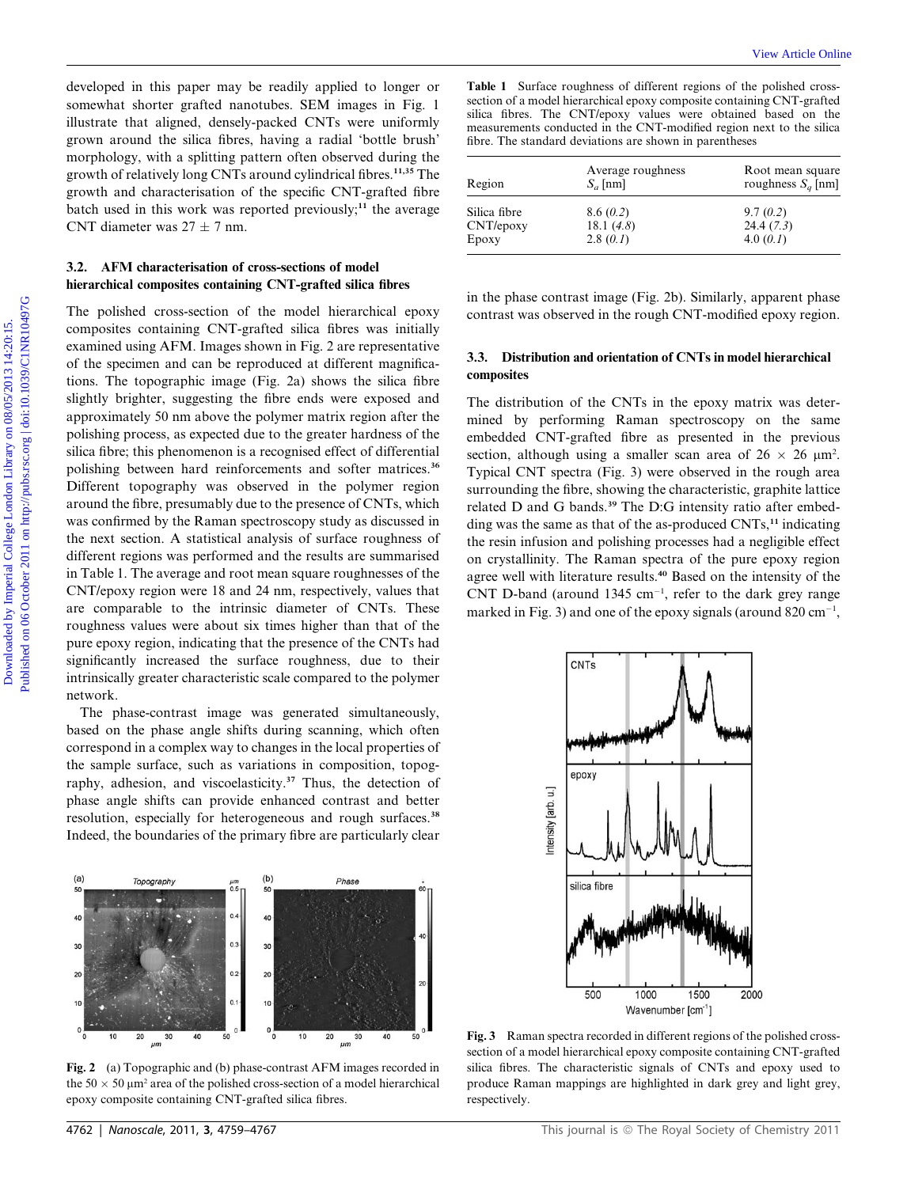developed in this paper may be readily applied to longer or somewhat shorter grafted nanotubes. SEM images in Fig. 1 illustrate that aligned, densely-packed CNTs were uniformly grown around the silica fibres, having a radial 'bottle brush' morphology, with a splitting pattern often observed during the growth of relatively long CNTs around cylindrical fibres.[11,35] The growth and characterisation of the specific CNT-grafted fibre batch used in this work was reported previously;[11] the average CNT diameter was 27 ± 7 nm.

### 3.2. AFM characterisation of cross-sections of model hierarchical composites containing CNT-grafted silica fibres

The polished cross-section of the model hierarchical epoxy composites containing CNT-grafted silica fibres was initially examined using AFM. Images shown in Fig. 2 are representative of the specimen and can be reproduced at different magnifications. The topographic image (Fig. 2a) shows the silica fibre slightly brighter, suggesting the fibre ends were exposed and approximately 50 nm above the polymer matrix region after the polishing process, as expected due to the greater hardness of the silica fibre; this phenomenon is a recognised effect of differential polishing between hard reinforcements and softer matrices.[36] Different topography was observed in the polymer region around the fibre, presumably due to the presence of CNTs, which was confirmed by the Raman spectroscopy study as discussed in the next section. A statistical analysis of surface roughness of different regions was performed and the results are summarised in Table 1. The average and root mean square roughnesses of the CNT/epoxy region were 18 and 24 nm, respectively, values that are comparable to the intrinsic diameter of CNTs. These roughness values were about six times higher than that of the pure epoxy region, indicating that the presence of the CNTs had significantly increased the surface roughness, due to their intrinsically greater characteristic scale compared to the polymer network.

The phase-contrast image was generated simultaneously, based on the phase angle shifts during scanning, which often correspond in a complex way to changes in the local properties of the sample surface, such as variations in composition, topography, adhesion, and viscoelasticity.[37] Thus, the detection of phase angle shifts can provide enhanced contrast and better resolution, especially for heterogeneous and rough surfaces.[38] Indeed, the boundaries of the primary fibre are particularly clear in the phase contrast image (Fig. 2b). Similarly, apparent phase contrast was observed in the rough CNT-modified epoxy region.

Fig. 2 (a) Topographic and (b) phase-contrast AFM images recorded in the 50 × 50 μm² area of the polished cross-section of a model hierarchical epoxy composite containing CNT-grafted silica fibres.

**Table 1** Surface roughness of different regions of the polished cross-section of a model hierarchical epoxy composite containing CNT-grafted silica fibres. The CNT/epoxy values were obtained based on the measurements conducted in the CNT-modified region next to the silica fibre. The standard deviations are shown in parentheses

| Region | Average roughness $S_a$ [nm] | Root mean square roughness $S_q$ [nm] |
|---|---|---|
| Silica fibre | 8.6 (*0.2*) | 9.7 (*0.2*) |
| CNT/epoxy | 18.1 (*4.8*) | 24.4 (*7.3*) |
| Epoxy | 2.8 (*0.1*) | 4.0 (*0.1*) |

### 3.3. Distribution and orientation of CNTs in model hierarchical composites

The distribution of the CNTs in the epoxy matrix was determined by performing Raman spectroscopy on the same embedded CNT-grafted fibre as presented in the previous section, although using a smaller scan area of 26 × 26 μm². Typical CNT spectra (Fig. 3) were observed in the rough area surrounding the fibre, showing the characteristic, graphite lattice related D and G bands.[39] The D:G intensity ratio after embedding was the same as that of the as-produced CNTs,[11] indicating the resin infusion and polishing processes had a negligible effect on crystallinity. The Raman spectra of the pure epoxy region agree well with literature results.[40] Based on the intensity of the CNT D-band (around 1345 cm⁻¹, refer to the dark grey range marked in Fig. 3) and one of the epoxy signals (around 820 cm⁻¹,

Fig. 3 Raman spectra recorded in different regions of the polished cross-section of a model hierarchical epoxy composite containing CNT-grafted silica fibres. The characteristic signals of CNTs and epoxy used to produce Raman mappings are highlighted in dark grey and light grey, respectively.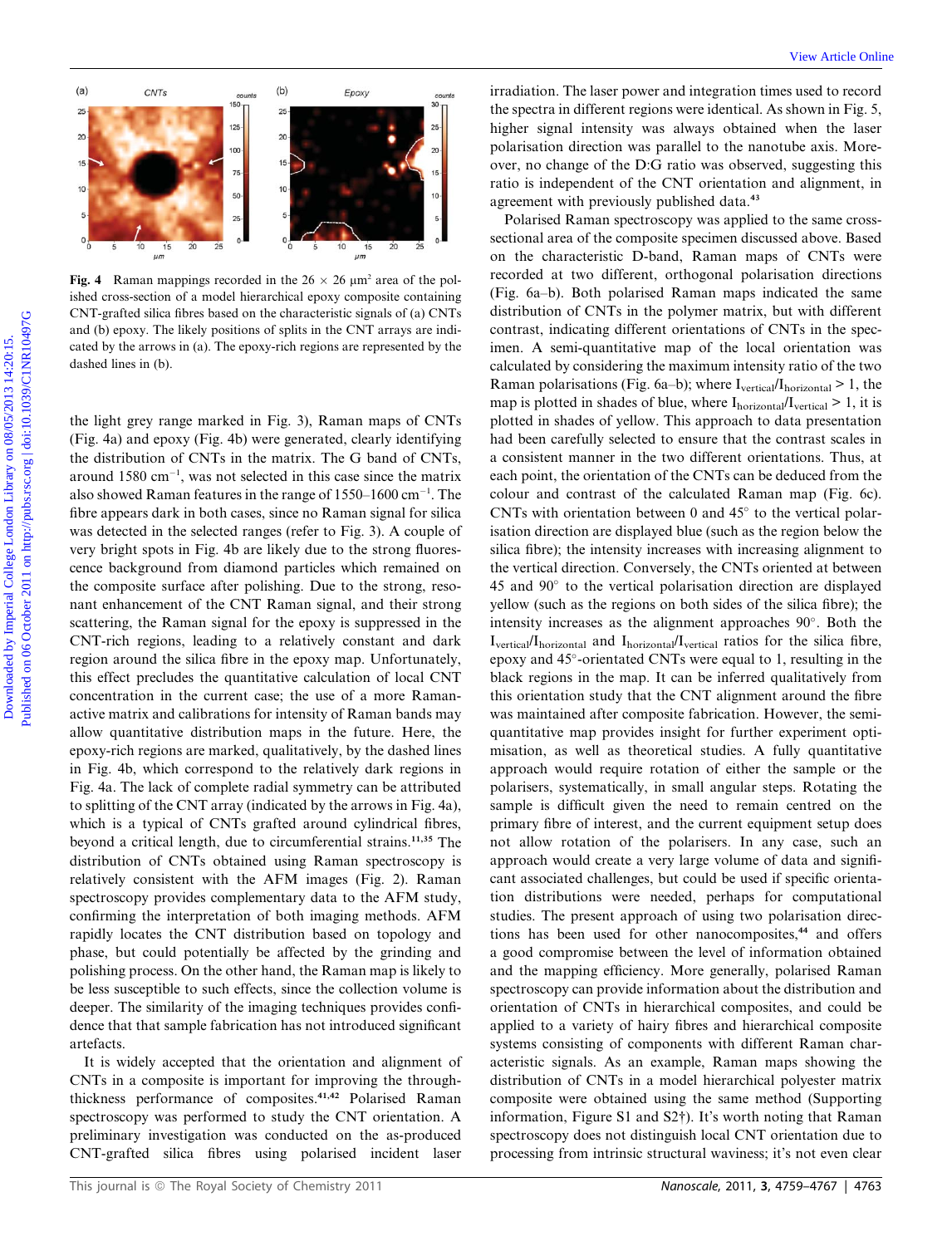Fig. 4 Raman mappings recorded in the 26 × 26 μm² area of the polished cross-section of a model hierarchical epoxy composite containing CNT-grafted silica fibres based on the characteristic signals of (a) CNTs and (b) epoxy. The likely positions of splits in the CNT arrays are indicated by the arrows in (a). The epoxy-rich regions are represented by the dashed lines in (b).

the light grey range marked in Fig. 3), Raman maps of CNTs (Fig. 4a) and epoxy (Fig. 4b) were generated, clearly identifying the distribution of CNTs in the matrix. The G band of CNTs, around 1580 cm$^{-1}$, was not selected in this case since the matrix also showed Raman features in the range of 1550–1600 cm$^{-1}$. The fibre appears dark in both cases, since no Raman signal for silica was detected in the selected ranges (refer to Fig. 3). A couple of very bright spots in Fig. 4b are likely due to the strong fluorescence background from diamond particles which remained on the composite surface after polishing. Due to the strong, resonant enhancement of the CNT Raman signal, and their strong scattering, the Raman signal for the epoxy is suppressed in the CNT-rich regions, leading to a relatively constant and dark region around the silica fibre in the epoxy map. Unfortunately, this effect precludes the quantitative calculation of local CNT concentration in the current case; the use of a more Raman-active matrix and calibrations for intensity of Raman bands may allow quantitative distribution maps in the future. Here, the epoxy-rich regions are marked, qualitatively, by the dashed lines in Fig. 4b, which correspond to the relatively dark regions in Fig. 4a. The lack of complete radial symmetry can be attributed to splitting of the CNT array (indicated by the arrows in Fig. 4a), which is a typical of CNTs grafted around cylindrical fibres, beyond a critical length, due to circumferential strains.[11,35] The distribution of CNTs obtained using Raman spectroscopy is relatively consistent with the AFM images (Fig. 2). Raman spectroscopy provides complementary data to the AFM study, confirming the interpretation of both imaging methods. AFM rapidly locates the CNT distribution based on topology and phase, but could potentially be affected by the grinding and polishing process. On the other hand, the Raman map is likely to be less susceptible to such effects, since the collection volume is deeper. The similarity of the imaging techniques provides confidence that that sample fabrication has not introduced significant artefacts.

It is widely accepted that the orientation and alignment of CNTs in a composite is important for improving the through-thickness performance of composites.[41,42] Polarised Raman spectroscopy was performed to study the CNT orientation. A preliminary investigation was conducted on the as-produced CNT-grafted silica fibres using polarised incident laser irradiation. The laser power and integration times used to record the spectra in different regions were identical. As shown in Fig. 5, higher signal intensity was always obtained when the laser polarisation direction was parallel to the nanotube axis. Moreover, no change of the D:G ratio was observed, suggesting this ratio is independent of the CNT orientation and alignment, in agreement with previously published data.[43]

Polarised Raman spectroscopy was applied to the same cross-sectional area of the composite specimen discussed above. Based on the characteristic D-band, Raman maps of CNTs were recorded at two different, orthogonal polarisation directions (Fig. 6a–b). Both polarised Raman maps indicated the same distribution of CNTs in the polymer matrix, but with different contrast, indicating different orientations of CNTs in the specimen. A semi-quantitative map of the local orientation was calculated by considering the maximum intensity ratio of the two Raman polarisations (Fig. 6a–b); where $I_{vertical}/I_{horizontal} > 1$, the map is plotted in shades of blue, where $I_{horizontal}/I_{vertical} > 1$, it is plotted in shades of yellow. This approach to data presentation had been carefully selected to ensure that the contrast scales in a consistent manner in the two different orientations. Thus, at each point, the orientation of the CNTs can be deduced from the colour and contrast of the calculated Raman map (Fig. 6c). CNTs with orientation between 0 and 45° to the vertical polarisation direction are displayed blue (such as the region below the silica fibre); the intensity increases with increasing alignment to the vertical direction. Conversely, the CNTs oriented at between 45 and 90° to the vertical polarisation direction are displayed yellow (such as the regions on both sides of the silica fibre); the intensity increases as the alignment approaches 90°. Both the $I_{vertical}/I_{horizontal}$ and $I_{horizontal}/I_{vertical}$ ratios for the silica fibre, epoxy and 45°-orientated CNTs were equal to 1, resulting in the black regions in the map. It can be inferred qualitatively from this orientation study that the CNT alignment around the fibre was maintained after composite fabrication. However, the semi-quantitative map provides insight for further experiment optimisation, as well as theoretical studies. A fully quantitative approach would require rotation of either the sample or the polarisers, systematically, in small angular steps. Rotating the sample is difficult given the need to remain centred on the primary fibre of interest, and the current equipment setup does not allow rotation of the polarisers. In any case, such an approach would create a very large volume of data and significant associated challenges, but could be used if specific orientation distributions were needed, perhaps for computational studies. The present approach of using two polarisation directions has been used for other nanocomposites,[44] and offers a good compromise between the level of information obtained and the mapping efficiency. More generally, polarised Raman spectroscopy can provide information about the distribution and orientation of CNTs in hierarchical composites, and could be applied to a variety of hairy fibres and hierarchical composite systems consisting of components with different Raman characteristic signals. As an example, Raman maps showing the distribution of CNTs in a model hierarchical polyester matrix composite were obtained using the same method (Supporting information, Figure S1 and S2†). It's worth noting that Raman spectroscopy does not distinguish local CNT orientation due to processing from intrinsic structural waviness; it's not even clear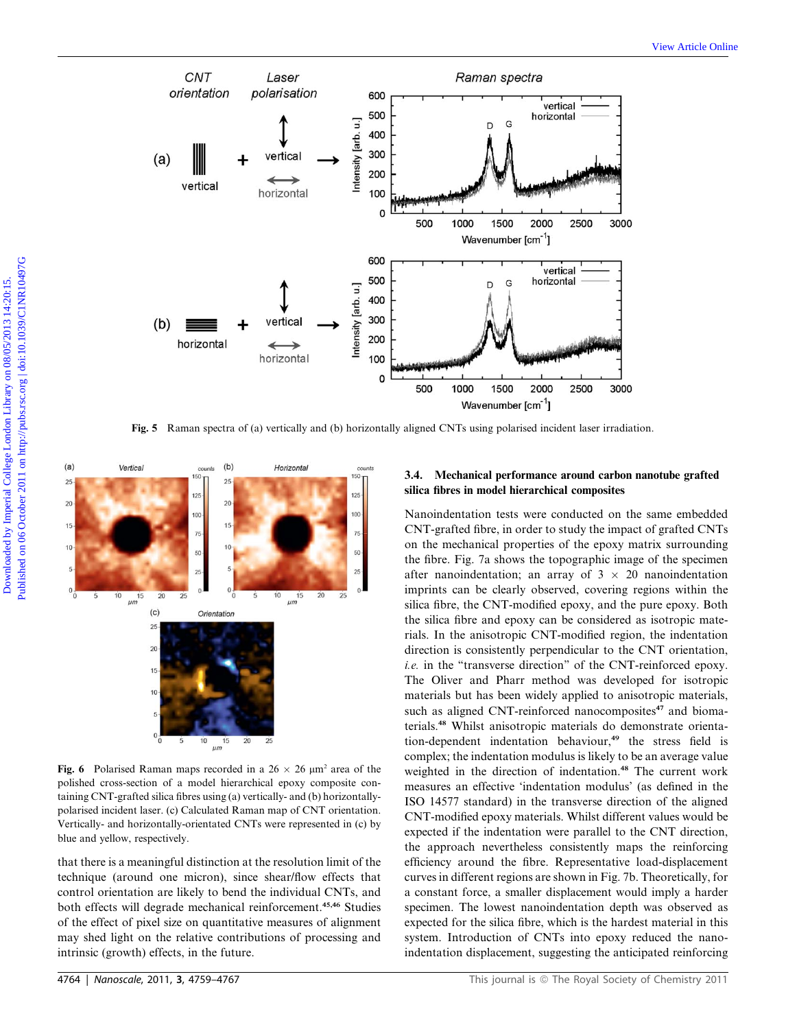Fig. 5 Raman spectra of (a) vertically and (b) horizontally aligned CNTs using polarised incident laser irradiation.

Fig. 6 Polarised Raman maps recorded in a 26 × 26 μm² area of the polished cross-section of a model hierarchical epoxy composite containing CNT-grafted silica fibres using (a) vertically- and (b) horizontally-polarised incident laser. (c) Calculated Raman map of CNT orientation. Vertically- and horizontally-orientated CNTs were represented in (c) by blue and yellow, respectively.

that there is a meaningful distinction at the resolution limit of the technique (around one micron), since shear/flow effects that control orientation are likely to bend the individual CNTs, and both effects will degrade mechanical reinforcement.[45,46] Studies of the effect of pixel size on quantitative measures of alignment may shed light on the relative contributions of processing and intrinsic (growth) effects, in the future.

### 3.4. Mechanical performance around carbon nanotube grafted silica fibres in model hierarchical composites

Nanoindentation tests were conducted on the same embedded CNT-grafted fibre, in order to study the impact of grafted CNTs on the mechanical properties of the epoxy matrix surrounding the fibre. Fig. 7a shows the topographic image of the specimen after nanoindentation; an array of 3 × 20 nanoindentation imprints can be clearly observed, covering regions within the silica fibre, the CNT-modified epoxy, and the pure epoxy. Both the silica fibre and epoxy can be considered as isotropic materials. In the anisotropic CNT-modified region, the indentation direction is consistently perpendicular to the CNT orientation, *i.e.* in the "transverse direction" of the CNT-reinforced epoxy. The Oliver and Pharr method was developed for isotropic materials but has been widely applied to anisotropic materials, such as aligned CNT-reinforced nanocomposites[47] and biomaterials.[48] Whilst anisotropic materials do demonstrate orientation-dependent indentation behaviour,[49] the stress field is complex; the indentation modulus is likely to be an average value weighted in the direction of indentation.[48] The current work measures an effective 'indentation modulus' (as defined in the ISO 14577 standard) in the transverse direction of the aligned CNT-modified epoxy materials. Whilst different values would be expected if the indentation were parallel to the CNT direction, the approach nevertheless consistently maps the reinforcing efficiency around the fibre. Representative load-displacement curves in different regions are shown in Fig. 7b. Theoretically, for a constant force, a smaller displacement would imply a harder specimen. The lowest nanoindentation depth was observed as expected for the silica fibre, which is the hardest material in this system. Introduction of CNTs into epoxy reduced the nanoindentation displacement, suggesting the anticipated reinforcing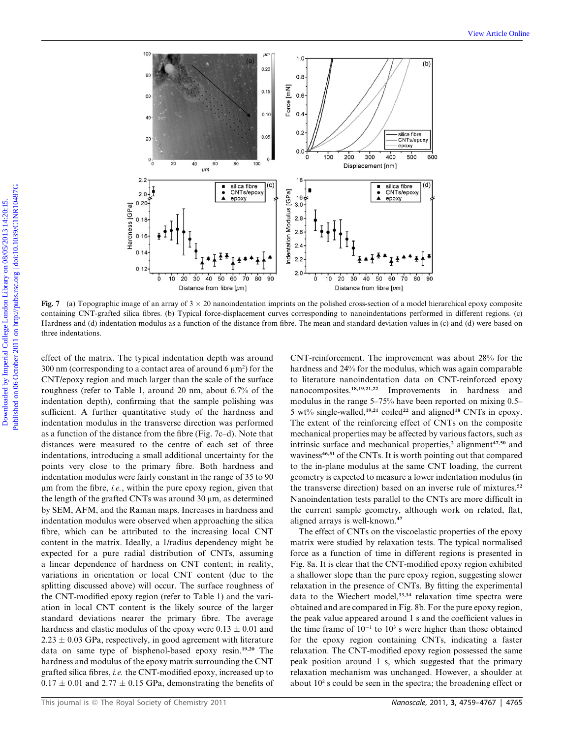Fig. 7 (a) Topographic image of an array of 3 × 20 nanoindentation imprints on the polished cross-section of a model hierarchical epoxy composite containing CNT-grafted silica fibres. (b) Typical force-displacement curves corresponding to nanoindentations performed in different regions. (c) Hardness and (d) indentation modulus as a function of the distance from fibre. The mean and standard deviation values in (c) and (d) were based on three indentations.

effect of the matrix. The typical indentation depth was around 300 nm (corresponding to a contact area of around 6 μm$^2$) for the CNT/epoxy region and much larger than the scale of the surface roughness (refer to Table 1, around 20 nm, about 6.7% of the indentation depth), confirming that the sample polishing was sufficient. A further quantitative study of the hardness and indentation modulus in the transverse direction was performed as a function of the distance from the fibre (Fig. 7c–d). Note that distances were measured to the centre of each set of three indentations, introducing a small additional uncertainty for the points very close to the primary fibre. Both hardness and indentation modulus were fairly constant in the range of 35 to 90 μm from the fibre, *i.e.*, within the pure epoxy region, given that the length of the grafted CNTs was around 30 μm, as determined by SEM, AFM, and the Raman maps. Increases in hardness and indentation modulus were observed when approaching the silica fibre, which can be attributed to the increasing local CNT content in the matrix. Ideally, a 1/radius dependency might be expected for a pure radial distribution of CNTs, assuming a linear dependence of hardness on CNT content; in reality, variations in orientation or local CNT content (due to the splitting discussed above) will occur. The surface roughness of the CNT-modified epoxy region (refer to Table 1) and the variation in local CNT content is the likely source of the larger standard deviations nearer the primary fibre. The average hardness and elastic modulus of the epoxy were 0.13 ± 0.01 and 2.23 ± 0.03 GPa, respectively, in good agreement with literature data on same type of bisphenol-based epoxy resin.[19,20] The hardness and modulus of the epoxy matrix surrounding the CNT grafted silica fibres, *i.e.* the CNT-modified epoxy, increased up to 0.17 ± 0.01 and 2.77 ± 0.15 GPa, demonstrating the benefits of CNT-reinforcement. The improvement was about 28% for the hardness and 24% for the modulus, which was again comparable to literature nanoindentation data on CNT-reinforced epoxy nanocomposites.[18,19,21,22] Improvements in hardness and modulus in the range 5–75% have been reported on mixing 0.5–5 wt% single-walled,[19,21] coiled[22] and aligned[18] CNTs in epoxy. The extent of the reinforcing effect of CNTs on the composite mechanical properties may be affected by various factors, such as intrinsic surface and mechanical properties,[2] alignment[47,50] and waviness[46,51] of the CNTs. It is worth pointing out that compared to the in-plane modulus at the same CNT loading, the current geometry is expected to measure a lower indentation modulus (in the transverse direction) based on an inverse rule of mixtures.[52] Nanoindentation tests parallel to the CNTs are more difficult in the current sample geometry, although work on related, flat, aligned arrays is well-known.[47]

The effect of CNTs on the viscoelastic properties of the epoxy matrix were studied by relaxation tests. The typical normalised force as a function of time in different regions is presented in Fig. 8a. It is clear that the CNT-modified epoxy region exhibited a shallower slope than the pure epoxy region, suggesting slower relaxation in the presence of CNTs. By fitting the experimental data to the Wiechert model,[33,34] relaxation time spectra were obtained and are compared in Fig. 8b. For the pure epoxy region, the peak value appeared around 1 s and the coefficient values in the time frame of $10^{-1}$ to $10^{3}$ s were higher than those obtained for the epoxy region containing CNTs, indicating a faster relaxation. The CNT-modified epoxy region possessed the same peak position around 1 s, which suggested that the primary relaxation mechanism was unchanged. However, a shoulder at about $10^{2}$ s could be seen in the spectra; the broadening effect or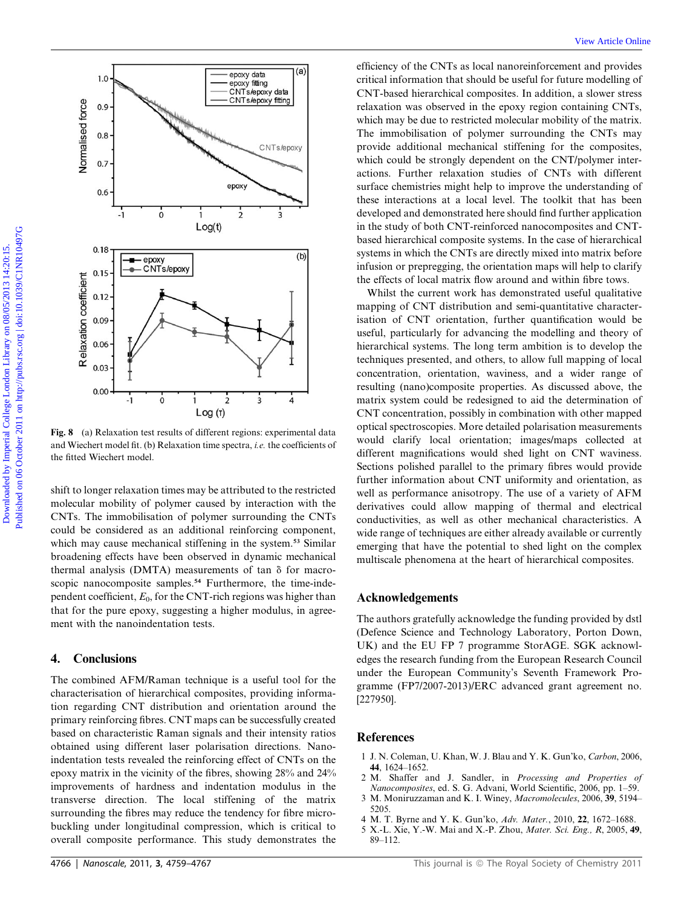Fig. 8 (a) Relaxation test results of different regions: experimental data and Wiechert model fit. (b) Relaxation time spectra, *i.e.* the coefficients of the fitted Wiechert model.

shift to longer relaxation times may be attributed to the restricted molecular mobility of polymer caused by interaction with the CNTs. The immobilisation of polymer surrounding the CNTs could be considered as an additional reinforcing component, which may cause mechanical stiffening in the system.[53] Similar broadening effects have been observed in dynamic mechanical thermal analysis (DMTA) measurements of tan δ for macroscopic nanocomposite samples.[54] Furthermore, the time-independent coefficient, $E_0$, for the CNT-rich regions was higher than that for the pure epoxy, suggesting a higher modulus, in agreement with the nanoindentation tests.

## 4. Conclusions

The combined AFM/Raman technique is a useful tool for the characterisation of hierarchical composites, providing information regarding CNT distribution and orientation around the primary reinforcing fibres. CNT maps can be successfully created based on characteristic Raman signals and their intensity ratios obtained using different laser polarisation directions. Nanoindentation tests revealed the reinforcing effect of CNTs on the epoxy matrix in the vicinity of the fibres, showing 28% and 24% improvements of hardness and indentation modulus in the transverse direction. The local stiffening of the matrix surrounding the fibres may reduce the tendency for fibre microbuckling under longitudinal compression, which is critical to overall composite performance. This study demonstrates the efficiency of the CNTs as local nanoreinforcement and provides critical information that should be useful for future modelling of CNT-based hierarchical composites. In addition, a slower stress relaxation was observed in the epoxy region containing CNTs, which may be due to restricted molecular mobility of the matrix. The immobilisation of polymer surrounding the CNTs may provide additional mechanical stiffening for the composites, which could be strongly dependent on the CNT/polymer interactions. Further relaxation studies of CNTs with different surface chemistries might help to improve the understanding of these interactions at a local level. The toolkit that has been developed and demonstrated here should find further application in the study of both CNT-reinforced nanocomposites and CNT-based hierarchical composite systems. In the case of hierarchical systems in which the CNTs are directly mixed into matrix before infusion or prepregging, the orientation maps will help to clarify the effects of local matrix flow around and within fibre tows.

Whilst the current work has demonstrated useful qualitative mapping of CNT distribution and semi-quantitative characterisation of CNT orientation, further quantification would be useful, particularly for advancing the modelling and theory of hierarchical systems. The long term ambition is to develop the techniques presented, and others, to allow full mapping of local concentration, orientation, waviness, and a wider range of resulting (nano)composite properties. As discussed above, the matrix system could be redesigned to aid the determination of CNT concentration, possibly in combination with other mapped optical spectroscopies. More detailed polarisation measurements would clarify local orientation; images/maps collected at different magnifications would shed light on CNT waviness. Sections polished parallel to the primary fibres would provide further information about CNT uniformity and orientation, as well as performance anisotropy. The use of a variety of AFM derivatives could allow mapping of thermal and electrical conductivities, as well as other mechanical characteristics. A wide range of techniques are either already available or currently emerging that have the potential to shed light on the complex multiscale phenomena at the heart of hierarchical composites.

## Acknowledgements

The authors gratefully acknowledge the funding provided by dstl (Defence Science and Technology Laboratory, Porton Down, UK) and the EU FP 7 programme StorAGE. SGK acknowledges the research funding from the European Research Council under the European Community's Seventh Framework Programme (FP7/2007-2013)/ERC advanced grant agreement no. [227950].

## References

1 J. N. Coleman, U. Khan, W. J. Blau and Y. K. Gun'ko, *Carbon*, 2006, **44**, 1624–1652.
2 M. Shaffer and J. Sandler, in *Processing and Properties of Nanocomposites*, ed. S. G. Advani, World Scientific, 2006, pp. 1–59.
3 M. Moniruzzaman and K. I. Winey, *Macromolecules*, 2006, **39**, 5194–5205.
4 M. T. Byrne and Y. K. Gun'ko, *Adv. Mater.*, 2010, **22**, 1672–1688.
5 X.-L. Xie, Y.-W. Mai and X.-P. Zhou, *Mater. Sci. Eng., R*, 2005, **49**, 89–112.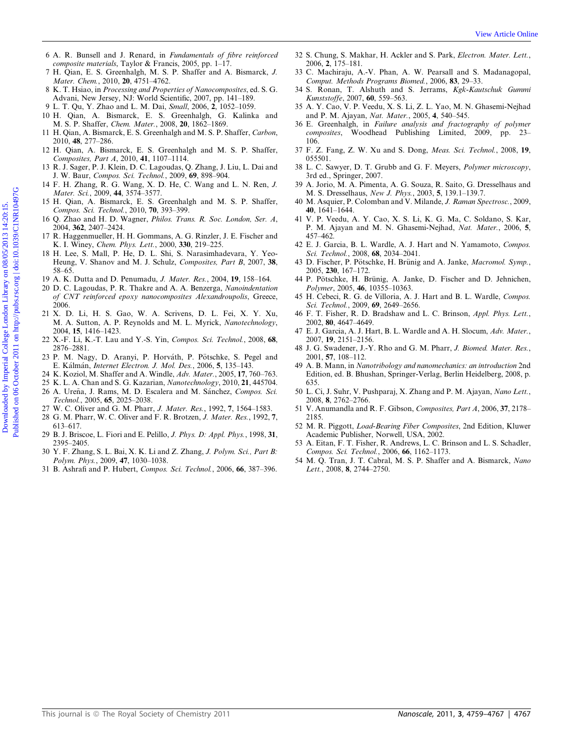6 A. R. Bunsell and J. Renard, in *Fundamentals of fibre reinforced composite materials*, Taylor & Francis, 2005, pp. 1–17.

7 H. Qian, E. S. Greenhalgh, M. S. P. Shaffer and A. Bismarck, *J. Mater. Chem.*, 2010, **20**, 4751–4762.

8 K. T. Hsiao, in *Processing and Properties of Nanocomposites*, ed. S. G. Advani, New Jersey, NJ: World Scientific, 2007, pp. 141–189.

9 L. T. Qu, Y. Zhao and L. M. Dai, *Small*, 2006, **2**, 1052–1059.

10 H. Qian, A. Bismarck, E. S. Greenhalgh, G. Kalinka and M. S. P. Shaffer, *Chem. Mater.*, 2008, **20**, 1862–1869.

11 H. Qian, A. Bismarck, E. S. Greenhalgh and M. S. P. Shaffer, *Carbon*, 2010, **48**, 277–286.

12 H. Qian, A. Bismarck, E. S. Greenhalgh and M. S. P. Shaffer, *Composites, Part A*, 2010, **41**, 1107–1114.

13 R. J. Sager, P. J. Klein, D. C. Lagoudas, Q. Zhang, J. Liu, L. Dai and J. W. Baur, *Compos. Sci. Technol.*, 2009, **69**, 898–904.

14 F. H. Zhang, R. G. Wang, X. D. He, C. Wang and L. N. Ren, *J. Mater. Sci.*, 2009, **44**, 3574–3577.

15 H. Qian, A. Bismarck, E. S. Greenhalgh and M. S. P. Shaffer, *Compos. Sci. Technol.*, 2010, **70**, 393–399.

16 Q. Zhao and H. D. Wagner, *Philos. Trans. R. Soc. London, Ser. A*, 2004, **362**, 2407–2424.

17 R. Haggenmueller, H. H. Gommans, A. G. Rinzler, J. E. Fischer and K. I. Winey, *Chem. Phys. Lett.*, 2000, **330**, 219–225.

18 H. Lee, S. Mall, P. He, D. L. Shi, S. Narasimhadevara, Y. Yeo-Heung, V. Shanov and M. J. Schulz, *Composites, Part B*, 2007, **38**, 58–65.

19 A. K. Dutta and D. Penumadu, *J. Mater. Res.*, 2004, **19**, 158–164.

20 D. C. Lagoudas, P. R. Thakre and A. A. Benzerga, *Nanoindentation of CNT reinforced epoxy nanocomposites Alexandroupolis*, Greece, 2006.

21 X. D. Li, H. S. Gao, W. A. Scrivens, D. L. Fei, X. Y. Xu, M. A. Sutton, A. P. Reynolds and M. L. Myrick, *Nanotechnology*, 2004, **15**, 1416–1423.

22 X.-F. Li, K.-T. Lau and Y.-S. Yin, *Compos. Sci. Technol.*, 2008, **68**, 2876–2881.

23 P. M. Nagy, D. Aranyi, P. Horváth, P. Pötschke, S. Pegel and E. Kálmán, *Internet Electron. J. Mol. Des.*, 2006, **5**, 135–143.

24 K. Koziol, M. Shaffer and A. Windle, *Adv. Mater.*, 2005, **17**, 760–763.

25 K. L. A. Chan and S. G. Kazarian, *Nanotechnology*, 2010, **21**, 445704.

26 A. Ureña, J. Rams, M. D. Escalera and M. Sánchez, *Compos. Sci. Technol.*, 2005, **65**, 2025–2038.

27 W. C. Oliver and G. M. Pharr, *J. Mater. Res.*, 1992, **7**, 1564–1583.

28 G. M. Pharr, W. C. Oliver and F. R. Brotzen, *J. Mater. Res.*, 1992, **7**, 613–617.

29 B. J. Briscoe, L. Fiori and E. Pelillo, *J. Phys. D: Appl. Phys.*, 1998, **31**, 2395–2405.

30 Y. F. Zhang, S. L. Bai, X. K. Li and Z. Zhang, *J. Polym. Sci., Part B: Polym. Phys.*, 2009, **47**, 1030–1038.

31 B. Ashrafi and P. Hubert, *Compos. Sci. Technol.*, 2006, **66**, 387–396.

32 S. Chung, S. Makhar, H. Ackler and S. Park, *Electron. Mater. Lett.*, 2006, **2**, 175–181.

33 C. Machiraju, A.-V. Phan, A. W. Pearsall and S. Madanagopal, *Comput. Methods Programs Biomed.*, 2006, **83**, 29–33.

34 S. Ronan, T. Alshuth and S. Jerrams, *Kgk-Kautschuk Gummi Kunststoffe*, 2007, **60**, 559–563.

35 A. Y. Cao, V. P. Veedu, X. S. Li, Z. L. Yao, M. N. Ghasemi-Nejhad and P. M. Ajayan, *Nat. Mater.*, 2005, **4**, 540–545.

36 E. Greenhalgh, in *Failure analysis and fractography of polymer composites*, Woodhead Publishing Limited, 2009, pp. 23–106.

37 F. Z. Fang, Z. W. Xu and S. Dong, *Meas. Sci. Technol.*, 2008, **19**, 055501.

38 L. C. Sawyer, D. T. Grubb and G. F. Meyers, *Polymer microscopy*, 3rd ed., Springer, 2007.

39 A. Jorio, M. A. Pimenta, A. G. Souza, R. Saito, G. Dresselhaus and M. S. Dresselhaus, *New J. Phys.*, 2003, **5**, 139.1–139.7.

40 M. Asquier, P. Colomban and V. Milande, *J. Raman Spectrosc.*, 2009, **40**, 1641–1644.

41 V. P. Veedu, A. Y. Cao, X. S. Li, K. G. Ma, C. Soldano, S. Kar, P. M. Ajayan and M. N. Ghasemi-Nejhad, *Nat. Mater.*, 2006, **5**, 457–462.

42 E. J. Garcia, B. L. Wardle, A. J. Hart and N. Yamamoto, *Compos. Sci. Technol.*, 2008, **68**, 2034–2041.

43 D. Fischer, P. Pötschke, H. Brünig and A. Janke, *Macromol. Symp.*, 2005, **230**, 167–172.

44 P. Pötschke, H. Brünig, A. Janke, D. Fischer and D. Jehnichen, *Polymer*, 2005, **46**, 10355–10363.

45 H. Cebeci, R. G. de Villoria, A. J. Hart and B. L. Wardle, *Compos. Sci. Technol.*, 2009, **69**, 2649–2656.

46 F. T. Fisher, R. D. Bradshaw and L. C. Brinson, *Appl. Phys. Lett.*, 2002, **80**, 4647–4649.

47 E. J. Garcia, A. J. Hart, B. L. Wardle and A. H. Slocum, *Adv. Mater.*, 2007, **19**, 2151–2156.

48 J. G. Swadener, J.-Y. Rho and G. M. Pharr, *J. Biomed. Mater. Res.*, 2001, **57**, 108–112.

49 A. B. Mann, in *Nanotribology and nanomechanics: an introduction* 2nd Edition, ed. B. Bhushan, Springer-Verlag, Berlin Heidelberg, 2008, p. 635.

50 L. Ci, J. Suhr, V. Pushparaj, X. Zhang and P. M. Ajayan, *Nano Lett.*, 2008, **8**, 2762–2766.

51 V. Anumandla and R. F. Gibson, *Composites, Part A*, 2006, **37**, 2178–2185.

52 M. R. Piggott, *Load-Bearing Fiber Composites*, 2nd Edition, Kluwer Academic Publisher, Norwell, USA, 2002.

53 A. Eitan, F. T. Fisher, R. Andrews, L. C. Brinson and L. S. Schadler, *Compos. Sci. Technol.*, 2006, **66**, 1162–1173.

54 M. Q. Tran, J. T. Cabral, M. S. P. Shaffer and A. Bismarck, *Nano Lett.*, 2008, **8**, 2744–2750.